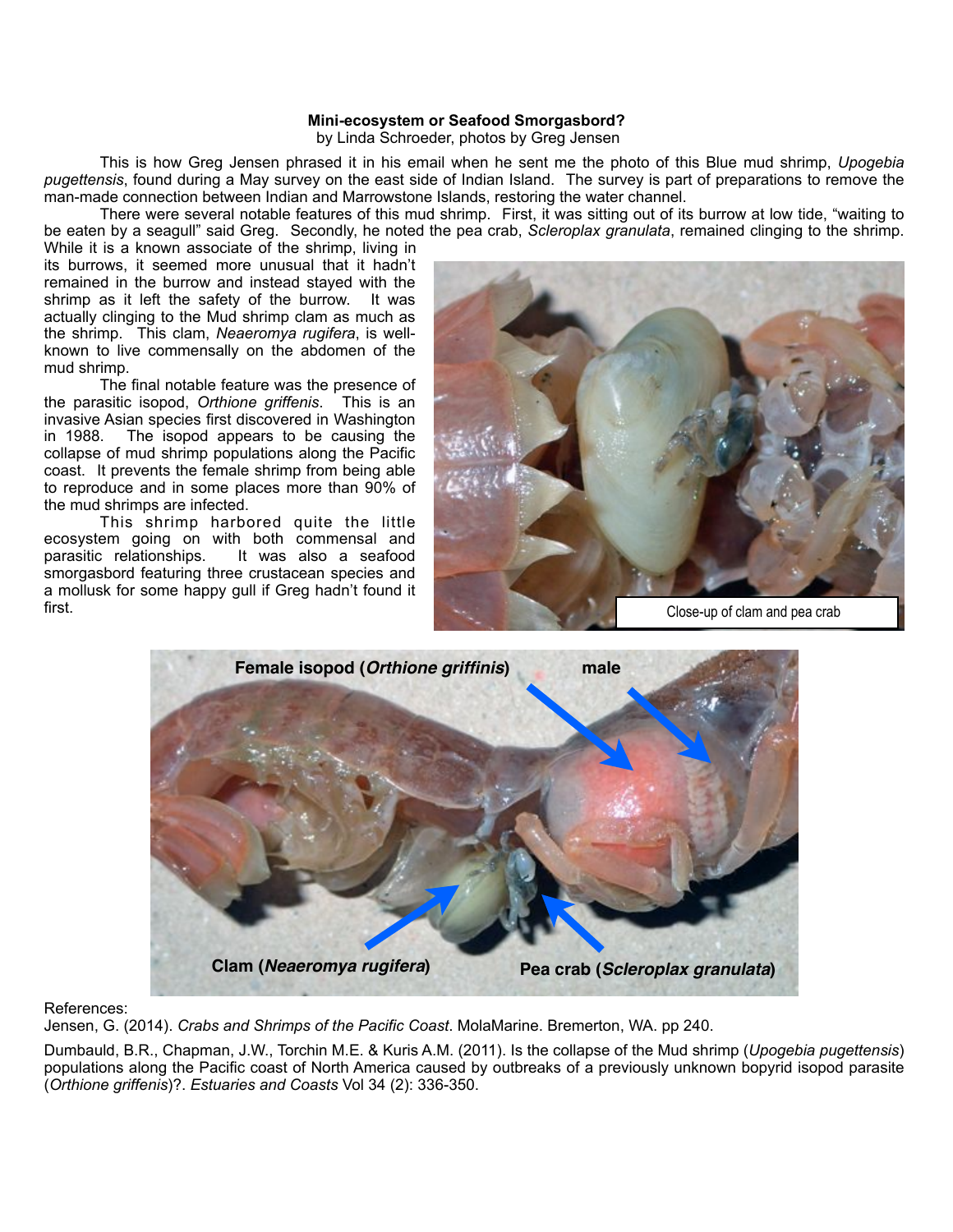**Mini-ecosystem or Seafood Smorgasbord?**

by Linda Schroeder, photos by Greg Jensen

This is how Greg Jensen phrased it in his email when he sent me the photo of this Blue mud shrimp, *Upogebia pugettensis*, found during a May survey on the east side of Indian Island. The survey is part of preparations to remove the man-made connection between Indian and Marrowstone Islands, restoring the water channel.

There were several notable features of this mud shrimp. First, it was sitting out of its burrow at low tide, "waiting to be eaten by a seagull" said Greg. Secondly, he noted the pea crab, *Scleroplax granulata*, remained clinging to the shrimp. While it is a known associate of the shrimp, living in its burrows, it seemed more unusual that it hadn't remained in the burrow and instead stayed with the shrimp as it left the safety of the burrow. It was actually clinging to the Mud shrimp clam as much as the shrimp. This clam, *Neaeromya rugifera*, is well-known to live commensally on the abdomen of the mud shrimp.

The final notable feature was the presence of the parasitic isopod, *Orthione griffenis*. This is an invasive Asian species first discovered in Washington in 1988. The isopod appears to be causing the collapse of mud shrimp populations along the Pacific coast. It prevents the female shrimp from being able to reproduce and in some places more than 90% of the mud shrimps are infected.

This shrimp harbored quite the little ecosystem going on with both commensal and parasitic relationships. It was also a seafood smorgasbord featuring three crustacean species and a mollusk for some happy gull if Greg hadn't found it first.

Close-up of clam and pea crab

Female isopod (*Orthione griffinis*) — male — Clam (*Neaeromya rugifera*) — Pea crab (*Scleroplax granulata*)

References:

Jensen, G. (2014). *Crabs and Shrimps of the Pacific Coast*. MolaMarine. Bremerton, WA. pp 240.

Dumbauld, B.R., Chapman, J.W., Torchin M.E. & Kuris A.M. (2011). Is the collapse of the Mud shrimp (*Upogebia pugettensis*) populations along the Pacific coast of North America caused by outbreaks of a previously unknown bopyrid isopod parasite (*Orthione griffenis*)?. *Estuaries and Coasts* Vol 34 (2): 336-350.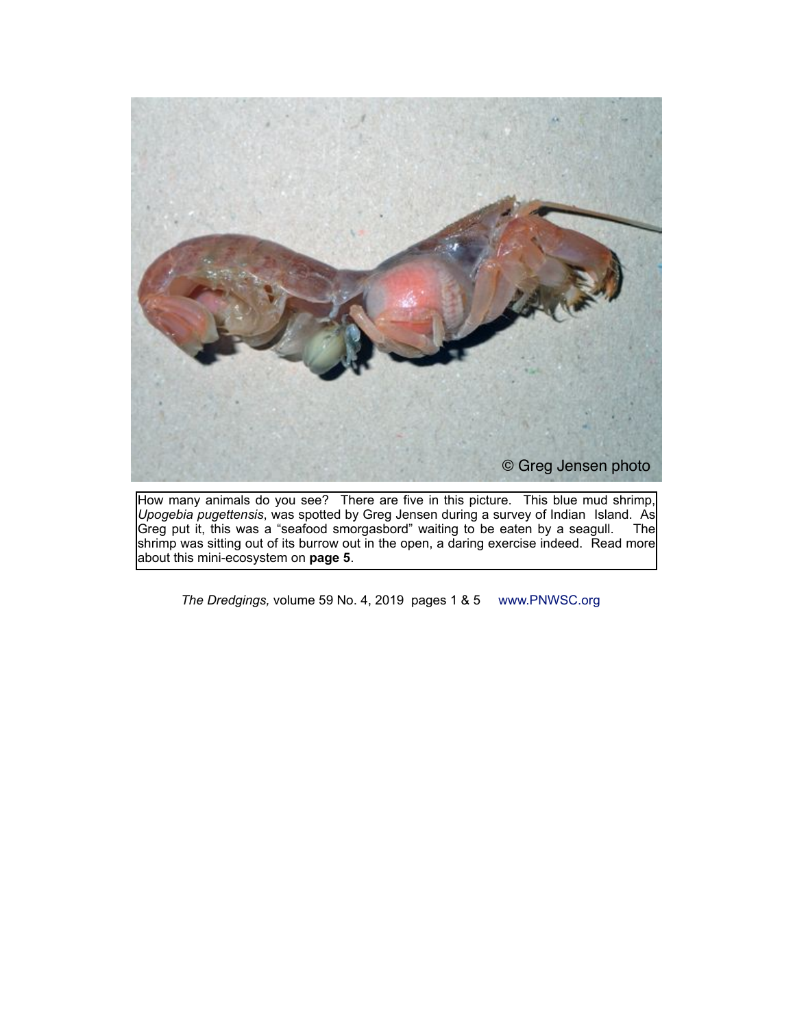© Greg Jensen photo

How many animals do you see? There are five in this picture. This blue mud shrimp, *Upogebia pugettensis*, was spotted by Greg Jensen during a survey of Indian Island. As Greg put it, this was a "seafood smorgasbord" waiting to be eaten by a seagull. The shrimp was sitting out of its burrow out in the open, a daring exercise indeed. Read more about this mini-ecosystem on **page 5**.

*The Dredgings,* volume 59 No. 4, 2019 pages 1 & 5 www.PNWSC.org